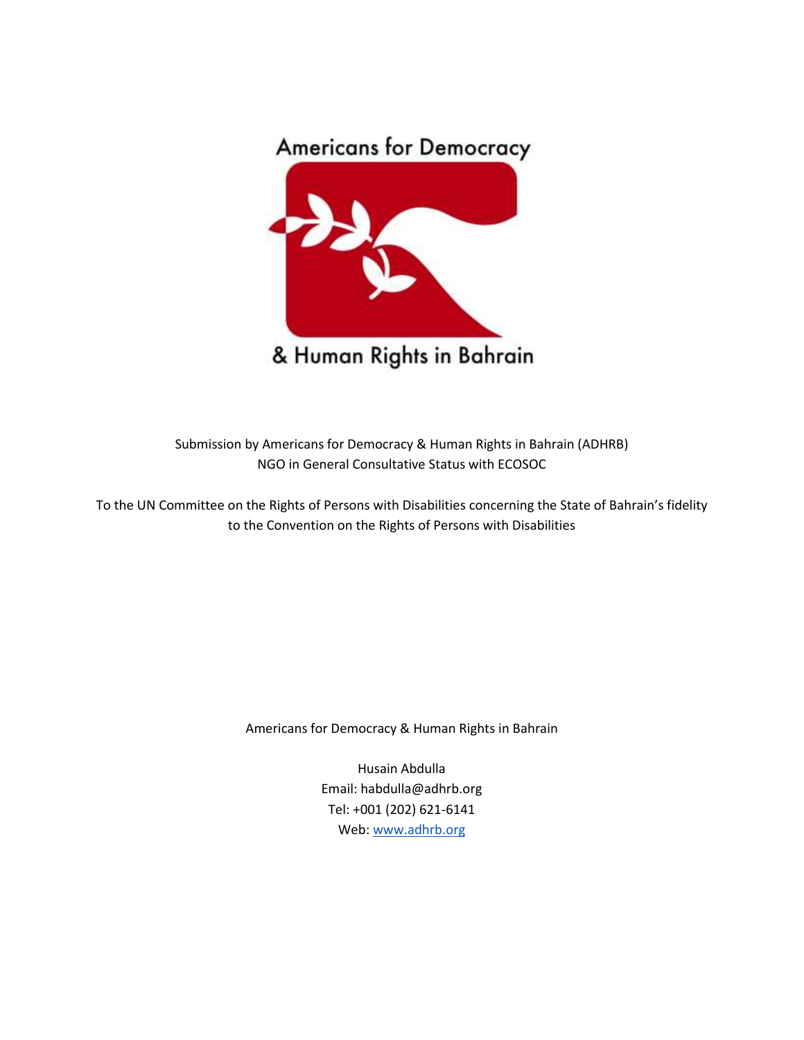Americans for Democracy

& Human Rights in Bahrain

Submission by Americans for Democracy & Human Rights in Bahrain (ADHRB)
NGO in General Consultative Status with ECOSOC

To the UN Committee on the Rights of Persons with Disabilities concerning the State of Bahrain's fidelity to the Convention on the Rights of Persons with Disabilities

Americans for Democracy & Human Rights in Bahrain

Husain Abdulla
Email: habdulla@adhrb.org
Tel: +001 (202) 621-6141
Web: www.adhrb.org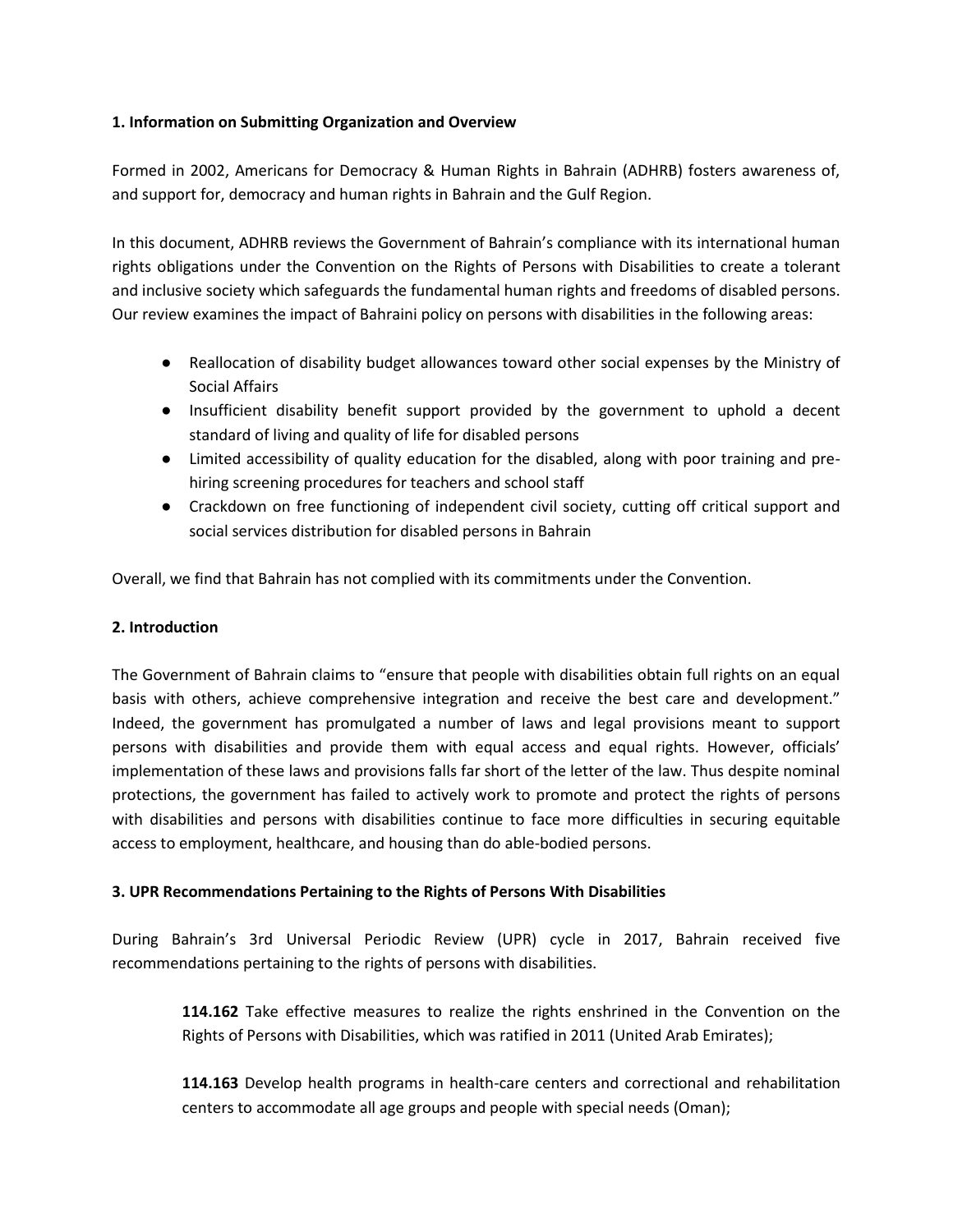**1. Information on Submitting Organization and Overview**

Formed in 2002, Americans for Democracy & Human Rights in Bahrain (ADHRB) fosters awareness of, and support for, democracy and human rights in Bahrain and the Gulf Region.

In this document, ADHRB reviews the Government of Bahrain's compliance with its international human rights obligations under the Convention on the Rights of Persons with Disabilities to create a tolerant and inclusive society which safeguards the fundamental human rights and freedoms of disabled persons. Our review examines the impact of Bahraini policy on persons with disabilities in the following areas:

- Reallocation of disability budget allowances toward other social expenses by the Ministry of Social Affairs
- Insufficient disability benefit support provided by the government to uphold a decent standard of living and quality of life for disabled persons
- Limited accessibility of quality education for the disabled, along with poor training and pre-hiring screening procedures for teachers and school staff
- Crackdown on free functioning of independent civil society, cutting off critical support and social services distribution for disabled persons in Bahrain

Overall, we find that Bahrain has not complied with its commitments under the Convention.

**2. Introduction**

The Government of Bahrain claims to "ensure that people with disabilities obtain full rights on an equal basis with others, achieve comprehensive integration and receive the best care and development." Indeed, the government has promulgated a number of laws and legal provisions meant to support persons with disabilities and provide them with equal access and equal rights. However, officials' implementation of these laws and provisions falls far short of the letter of the law. Thus despite nominal protections, the government has failed to actively work to promote and protect the rights of persons with disabilities and persons with disabilities continue to face more difficulties in securing equitable access to employment, healthcare, and housing than do able-bodied persons.

**3. UPR Recommendations Pertaining to the Rights of Persons With Disabilities**

During Bahrain's 3rd Universal Periodic Review (UPR) cycle in 2017, Bahrain received five recommendations pertaining to the rights of persons with disabilities.

> **114.162** Take effective measures to realize the rights enshrined in the Convention on the Rights of Persons with Disabilities, which was ratified in 2011 (United Arab Emirates);
>
> **114.163** Develop health programs in health-care centers and correctional and rehabilitation centers to accommodate all age groups and people with special needs (Oman);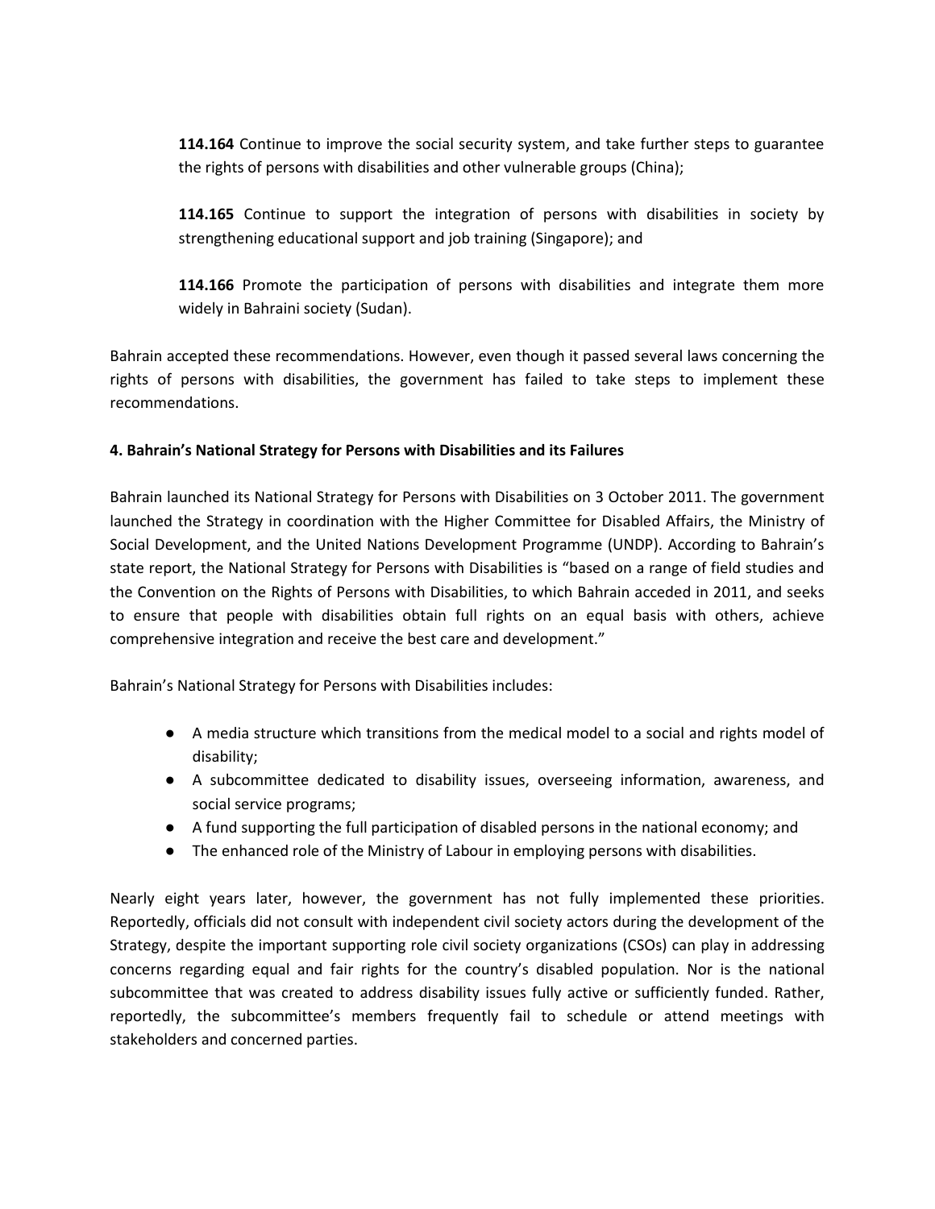**114.164** Continue to improve the social security system, and take further steps to guarantee the rights of persons with disabilities and other vulnerable groups (China);

**114.165** Continue to support the integration of persons with disabilities in society by strengthening educational support and job training (Singapore); and

**114.166** Promote the participation of persons with disabilities and integrate them more widely in Bahraini society (Sudan).

Bahrain accepted these recommendations. However, even though it passed several laws concerning the rights of persons with disabilities, the government has failed to take steps to implement these recommendations.

**4. Bahrain's National Strategy for Persons with Disabilities and its Failures**

Bahrain launched its National Strategy for Persons with Disabilities on 3 October 2011. The government launched the Strategy in coordination with the Higher Committee for Disabled Affairs, the Ministry of Social Development, and the United Nations Development Programme (UNDP). According to Bahrain's state report, the National Strategy for Persons with Disabilities is "based on a range of field studies and the Convention on the Rights of Persons with Disabilities, to which Bahrain acceded in 2011, and seeks to ensure that people with disabilities obtain full rights on an equal basis with others, achieve comprehensive integration and receive the best care and development."

Bahrain's National Strategy for Persons with Disabilities includes:

- A media structure which transitions from the medical model to a social and rights model of disability;
- A subcommittee dedicated to disability issues, overseeing information, awareness, and social service programs;
- A fund supporting the full participation of disabled persons in the national economy; and
- The enhanced role of the Ministry of Labour in employing persons with disabilities.

Nearly eight years later, however, the government has not fully implemented these priorities. Reportedly, officials did not consult with independent civil society actors during the development of the Strategy, despite the important supporting role civil society organizations (CSOs) can play in addressing concerns regarding equal and fair rights for the country's disabled population. Nor is the national subcommittee that was created to address disability issues fully active or sufficiently funded. Rather, reportedly, the subcommittee's members frequently fail to schedule or attend meetings with stakeholders and concerned parties.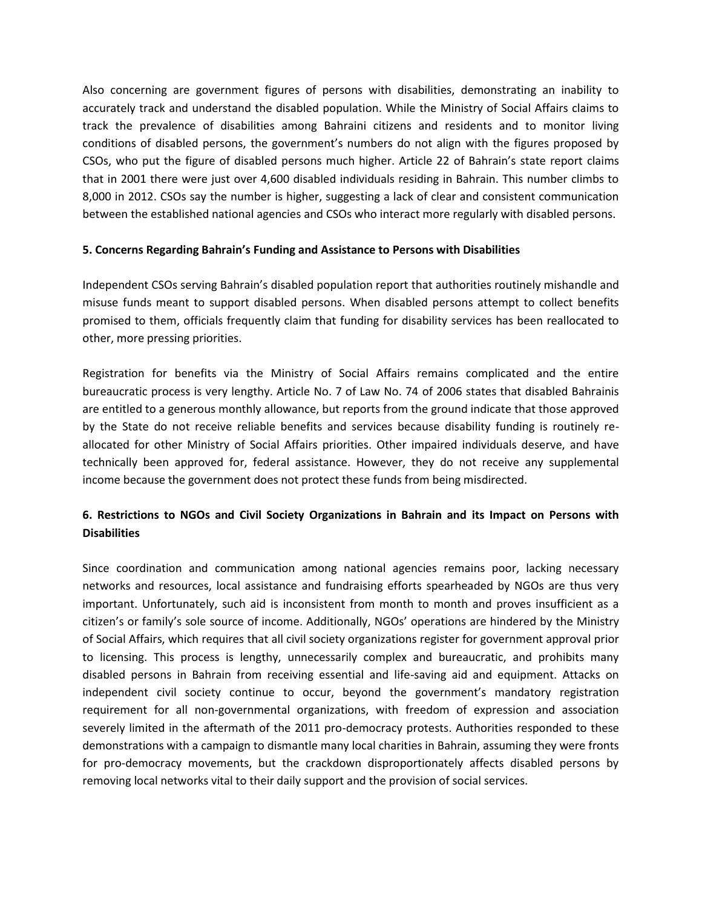Also concerning are government figures of persons with disabilities, demonstrating an inability to accurately track and understand the disabled population. While the Ministry of Social Affairs claims to track the prevalence of disabilities among Bahraini citizens and residents and to monitor living conditions of disabled persons, the government's numbers do not align with the figures proposed by CSOs, who put the figure of disabled persons much higher. Article 22 of Bahrain's state report claims that in 2001 there were just over 4,600 disabled individuals residing in Bahrain. This number climbs to 8,000 in 2012. CSOs say the number is higher, suggesting a lack of clear and consistent communication between the established national agencies and CSOs who interact more regularly with disabled persons.

### 5. Concerns Regarding Bahrain's Funding and Assistance to Persons with Disabilities

Independent CSOs serving Bahrain's disabled population report that authorities routinely mishandle and misuse funds meant to support disabled persons. When disabled persons attempt to collect benefits promised to them, officials frequently claim that funding for disability services has been reallocated to other, more pressing priorities.

Registration for benefits via the Ministry of Social Affairs remains complicated and the entire bureaucratic process is very lengthy. Article No. 7 of Law No. 74 of 2006 states that disabled Bahrainis are entitled to a generous monthly allowance, but reports from the ground indicate that those approved by the State do not receive reliable benefits and services because disability funding is routinely re-allocated for other Ministry of Social Affairs priorities. Other impaired individuals deserve, and have technically been approved for, federal assistance. However, they do not receive any supplemental income because the government does not protect these funds from being misdirected.

### 6. Restrictions to NGOs and Civil Society Organizations in Bahrain and its Impact on Persons with Disabilities

Since coordination and communication among national agencies remains poor, lacking necessary networks and resources, local assistance and fundraising efforts spearheaded by NGOs are thus very important. Unfortunately, such aid is inconsistent from month to month and proves insufficient as a citizen's or family's sole source of income. Additionally, NGOs' operations are hindered by the Ministry of Social Affairs, which requires that all civil society organizations register for government approval prior to licensing. This process is lengthy, unnecessarily complex and bureaucratic, and prohibits many disabled persons in Bahrain from receiving essential and life-saving aid and equipment. Attacks on independent civil society continue to occur, beyond the government's mandatory registration requirement for all non-governmental organizations, with freedom of expression and association severely limited in the aftermath of the 2011 pro-democracy protests. Authorities responded to these demonstrations with a campaign to dismantle many local charities in Bahrain, assuming they were fronts for pro-democracy movements, but the crackdown disproportionately affects disabled persons by removing local networks vital to their daily support and the provision of social services.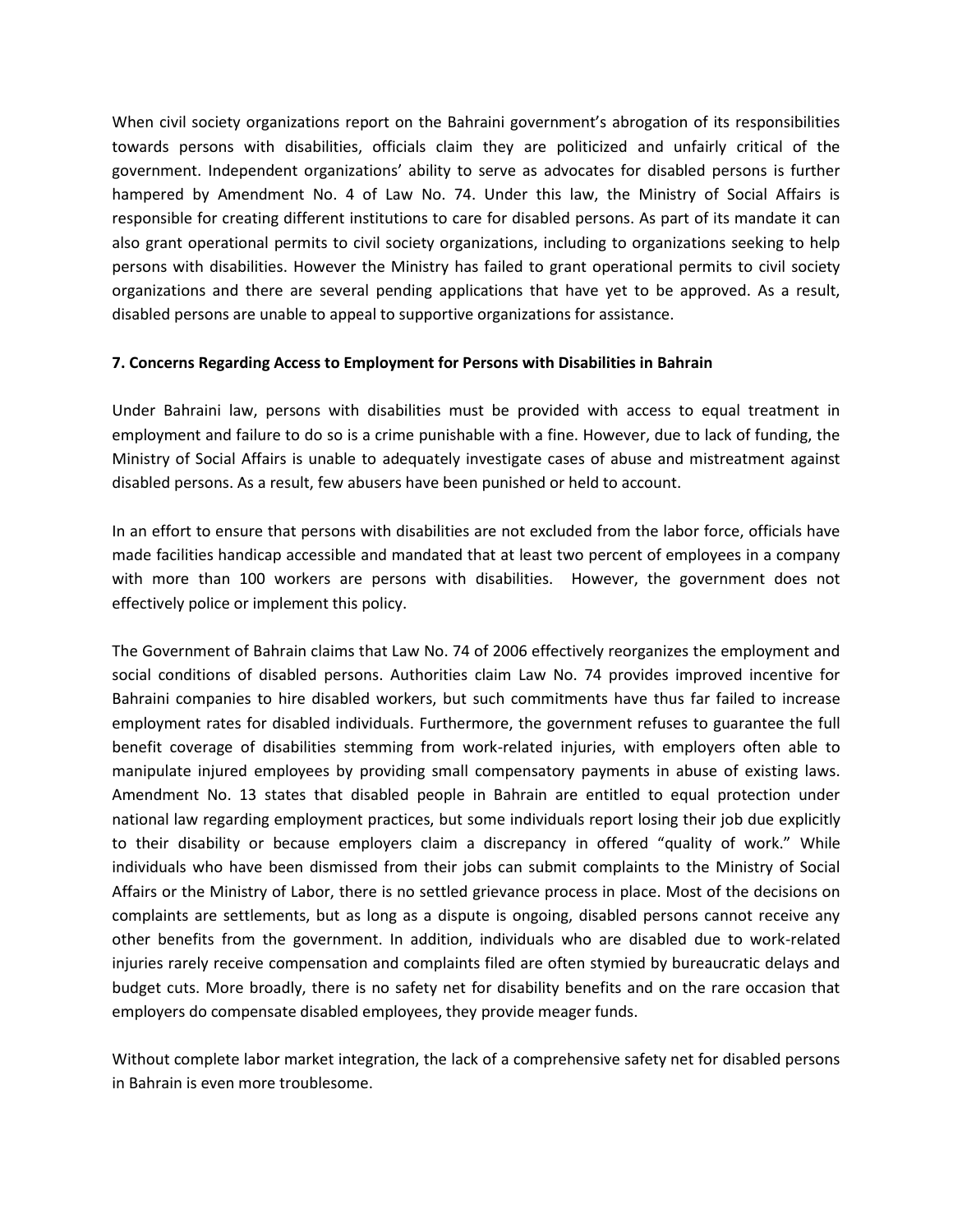When civil society organizations report on the Bahraini government's abrogation of its responsibilities towards persons with disabilities, officials claim they are politicized and unfairly critical of the government. Independent organizations' ability to serve as advocates for disabled persons is further hampered by Amendment No. 4 of Law No. 74. Under this law, the Ministry of Social Affairs is responsible for creating different institutions to care for disabled persons. As part of its mandate it can also grant operational permits to civil society organizations, including to organizations seeking to help persons with disabilities. However the Ministry has failed to grant operational permits to civil society organizations and there are several pending applications that have yet to be approved. As a result, disabled persons are unable to appeal to supportive organizations for assistance.

**7. Concerns Regarding Access to Employment for Persons with Disabilities in Bahrain**

Under Bahraini law, persons with disabilities must be provided with access to equal treatment in employment and failure to do so is a crime punishable with a fine. However, due to lack of funding, the Ministry of Social Affairs is unable to adequately investigate cases of abuse and mistreatment against disabled persons. As a result, few abusers have been punished or held to account.

In an effort to ensure that persons with disabilities are not excluded from the labor force, officials have made facilities handicap accessible and mandated that at least two percent of employees in a company with more than 100 workers are persons with disabilities. However, the government does not effectively police or implement this policy.

The Government of Bahrain claims that Law No. 74 of 2006 effectively reorganizes the employment and social conditions of disabled persons. Authorities claim Law No. 74 provides improved incentive for Bahraini companies to hire disabled workers, but such commitments have thus far failed to increase employment rates for disabled individuals. Furthermore, the government refuses to guarantee the full benefit coverage of disabilities stemming from work-related injuries, with employers often able to manipulate injured employees by providing small compensatory payments in abuse of existing laws. Amendment No. 13 states that disabled people in Bahrain are entitled to equal protection under national law regarding employment practices, but some individuals report losing their job due explicitly to their disability or because employers claim a discrepancy in offered "quality of work." While individuals who have been dismissed from their jobs can submit complaints to the Ministry of Social Affairs or the Ministry of Labor, there is no settled grievance process in place. Most of the decisions on complaints are settlements, but as long as a dispute is ongoing, disabled persons cannot receive any other benefits from the government. In addition, individuals who are disabled due to work-related injuries rarely receive compensation and complaints filed are often stymied by bureaucratic delays and budget cuts. More broadly, there is no safety net for disability benefits and on the rare occasion that employers do compensate disabled employees, they provide meager funds.

Without complete labor market integration, the lack of a comprehensive safety net for disabled persons in Bahrain is even more troublesome.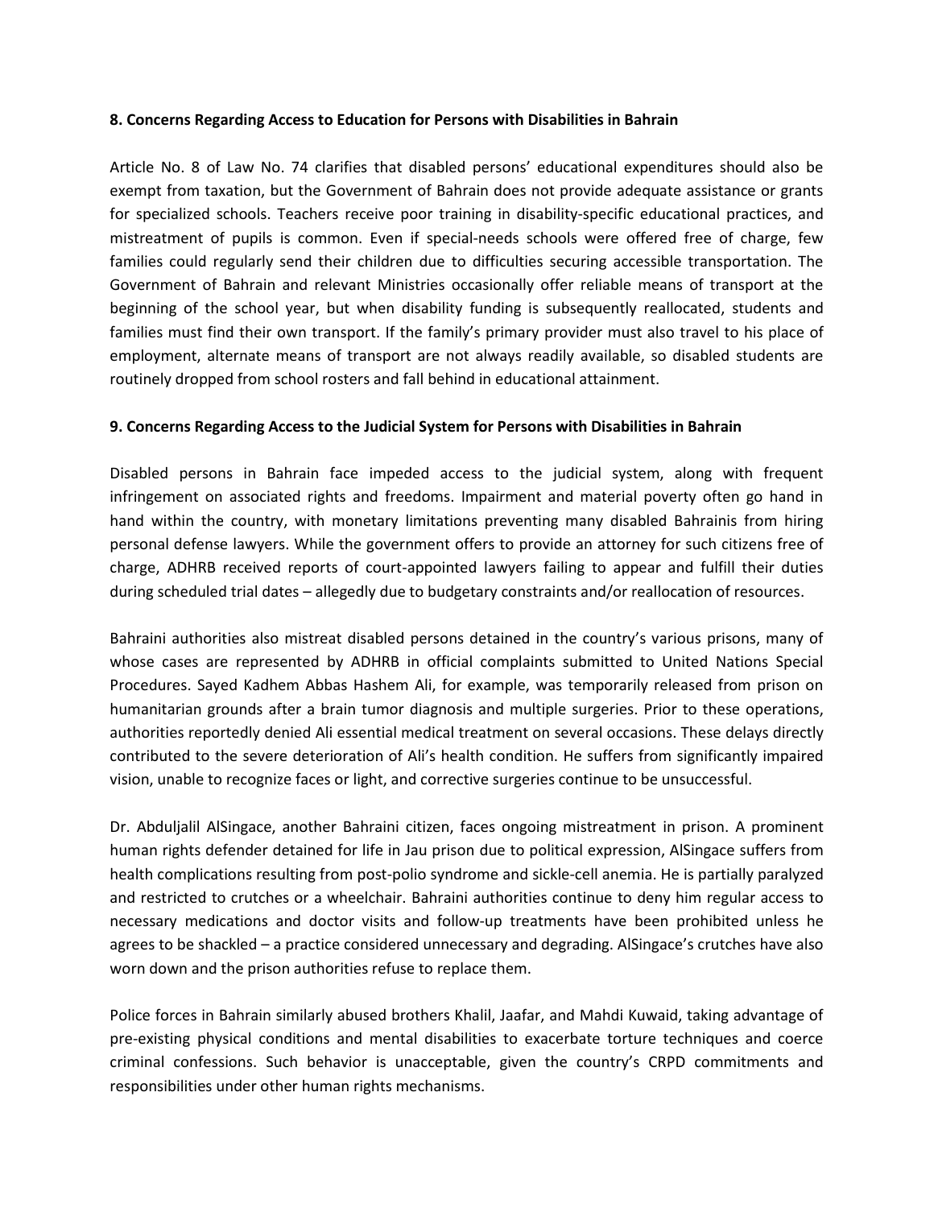**8. Concerns Regarding Access to Education for Persons with Disabilities in Bahrain**

Article No. 8 of Law No. 74 clarifies that disabled persons' educational expenditures should also be exempt from taxation, but the Government of Bahrain does not provide adequate assistance or grants for specialized schools. Teachers receive poor training in disability-specific educational practices, and mistreatment of pupils is common. Even if special-needs schools were offered free of charge, few families could regularly send their children due to difficulties securing accessible transportation. The Government of Bahrain and relevant Ministries occasionally offer reliable means of transport at the beginning of the school year, but when disability funding is subsequently reallocated, students and families must find their own transport. If the family's primary provider must also travel to his place of employment, alternate means of transport are not always readily available, so disabled students are routinely dropped from school rosters and fall behind in educational attainment.

**9. Concerns Regarding Access to the Judicial System for Persons with Disabilities in Bahrain**

Disabled persons in Bahrain face impeded access to the judicial system, along with frequent infringement on associated rights and freedoms. Impairment and material poverty often go hand in hand within the country, with monetary limitations preventing many disabled Bahrainis from hiring personal defense lawyers. While the government offers to provide an attorney for such citizens free of charge, ADHRB received reports of court-appointed lawyers failing to appear and fulfill their duties during scheduled trial dates – allegedly due to budgetary constraints and/or reallocation of resources.

Bahraini authorities also mistreat disabled persons detained in the country's various prisons, many of whose cases are represented by ADHRB in official complaints submitted to United Nations Special Procedures. Sayed Kadhem Abbas Hashem Ali, for example, was temporarily released from prison on humanitarian grounds after a brain tumor diagnosis and multiple surgeries. Prior to these operations, authorities reportedly denied Ali essential medical treatment on several occasions. These delays directly contributed to the severe deterioration of Ali's health condition. He suffers from significantly impaired vision, unable to recognize faces or light, and corrective surgeries continue to be unsuccessful.

Dr. Abduljalil AlSingace, another Bahraini citizen, faces ongoing mistreatment in prison. A prominent human rights defender detained for life in Jau prison due to political expression, AlSingace suffers from health complications resulting from post-polio syndrome and sickle-cell anemia. He is partially paralyzed and restricted to crutches or a wheelchair. Bahraini authorities continue to deny him regular access to necessary medications and doctor visits and follow-up treatments have been prohibited unless he agrees to be shackled – a practice considered unnecessary and degrading. AlSingace's crutches have also worn down and the prison authorities refuse to replace them.

Police forces in Bahrain similarly abused brothers Khalil, Jaafar, and Mahdi Kuwaid, taking advantage of pre-existing physical conditions and mental disabilities to exacerbate torture techniques and coerce criminal confessions. Such behavior is unacceptable, given the country's CRPD commitments and responsibilities under other human rights mechanisms.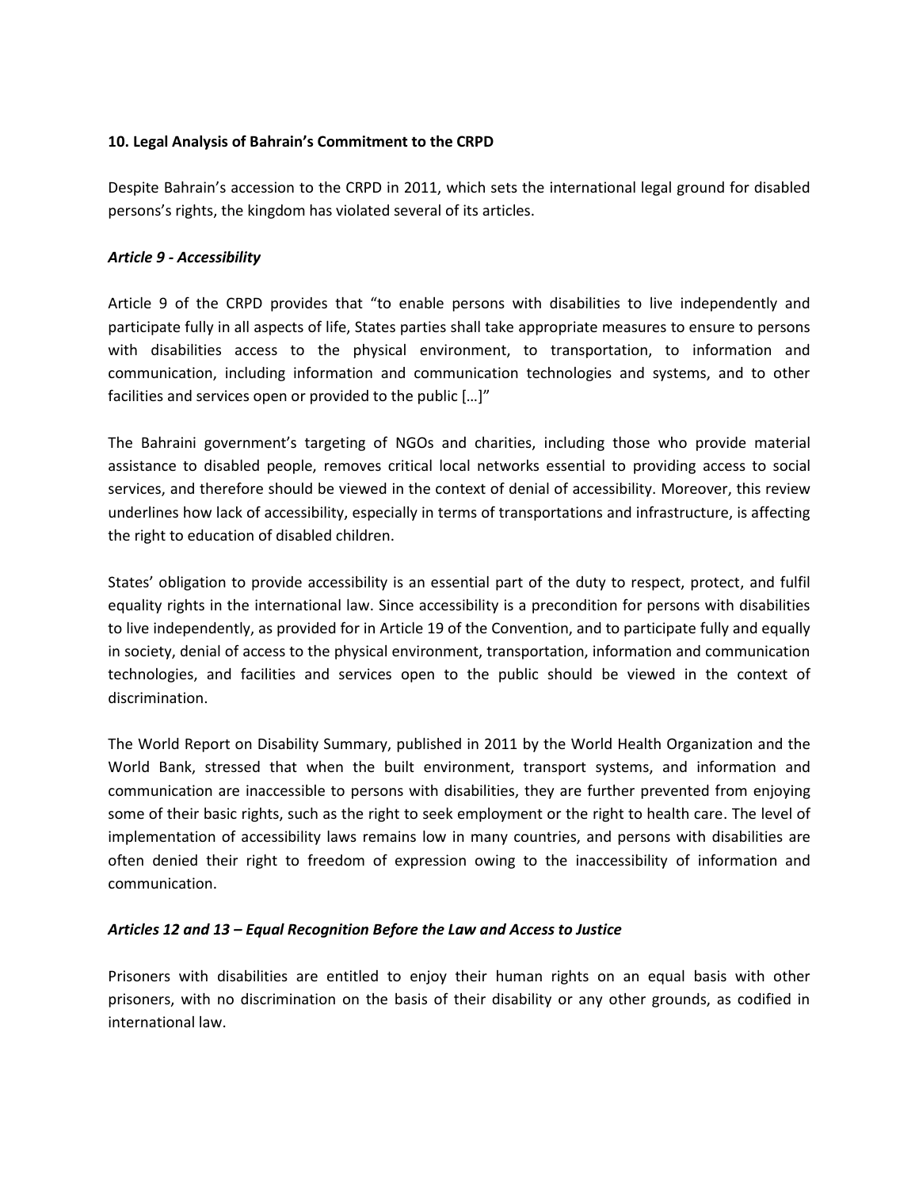**10. Legal Analysis of Bahrain's Commitment to the CRPD**

Despite Bahrain's accession to the CRPD in 2011, which sets the international legal ground for disabled persons's rights, the kingdom has violated several of its articles.

***Article 9 - Accessibility***

Article 9 of the CRPD provides that "to enable persons with disabilities to live independently and participate fully in all aspects of life, States parties shall take appropriate measures to ensure to persons with disabilities access to the physical environment, to transportation, to information and communication, including information and communication technologies and systems, and to other facilities and services open or provided to the public […]"

The Bahraini government's targeting of NGOs and charities, including those who provide material assistance to disabled people, removes critical local networks essential to providing access to social services, and therefore should be viewed in the context of denial of accessibility. Moreover, this review underlines how lack of accessibility, especially in terms of transportations and infrastructure, is affecting the right to education of disabled children.

States' obligation to provide accessibility is an essential part of the duty to respect, protect, and fulfil equality rights in the international law. Since accessibility is a precondition for persons with disabilities to live independently, as provided for in Article 19 of the Convention, and to participate fully and equally in society, denial of access to the physical environment, transportation, information and communication technologies, and facilities and services open to the public should be viewed in the context of discrimination.

The World Report on Disability Summary, published in 2011 by the World Health Organization and the World Bank, stressed that when the built environment, transport systems, and information and communication are inaccessible to persons with disabilities, they are further prevented from enjoying some of their basic rights, such as the right to seek employment or the right to health care. The level of implementation of accessibility laws remains low in many countries, and persons with disabilities are often denied their right to freedom of expression owing to the inaccessibility of information and communication.

***Articles 12 and 13 – Equal Recognition Before the Law and Access to Justice***

Prisoners with disabilities are entitled to enjoy their human rights on an equal basis with other prisoners, with no discrimination on the basis of their disability or any other grounds, as codified in international law.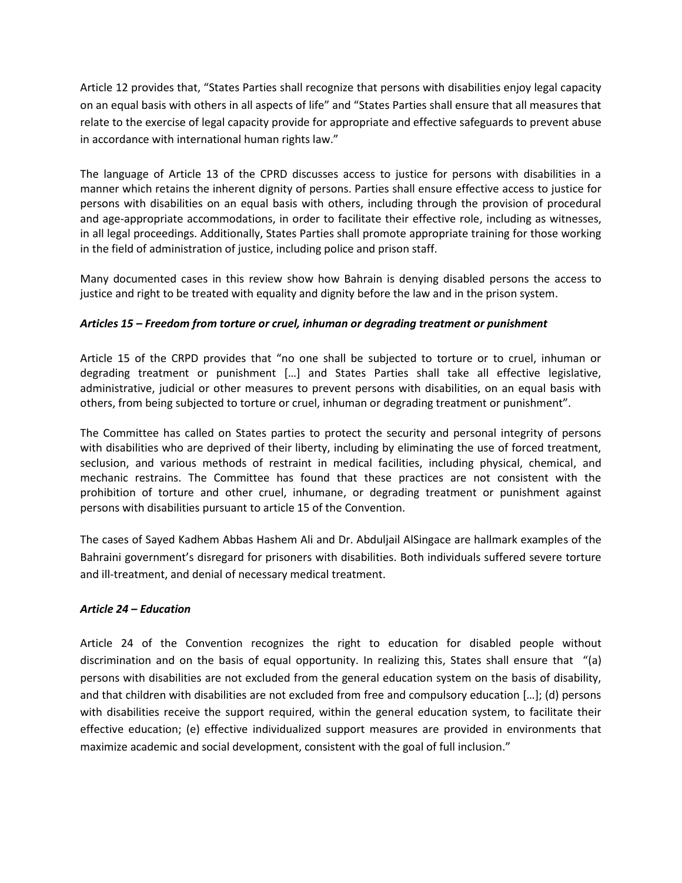Article 12 provides that, "States Parties shall recognize that persons with disabilities enjoy legal capacity on an equal basis with others in all aspects of life" and "States Parties shall ensure that all measures that relate to the exercise of legal capacity provide for appropriate and effective safeguards to prevent abuse in accordance with international human rights law."

The language of Article 13 of the CPRD discusses access to justice for persons with disabilities in a manner which retains the inherent dignity of persons. Parties shall ensure effective access to justice for persons with disabilities on an equal basis with others, including through the provision of procedural and age-appropriate accommodations, in order to facilitate their effective role, including as witnesses, in all legal proceedings. Additionally, States Parties shall promote appropriate training for those working in the field of administration of justice, including police and prison staff.

Many documented cases in this review show how Bahrain is denying disabled persons the access to justice and right to be treated with equality and dignity before the law and in the prison system.

***Articles 15 – Freedom from torture or cruel, inhuman or degrading treatment or punishment***

Article 15 of the CRPD provides that "no one shall be subjected to torture or to cruel, inhuman or degrading treatment or punishment […] and States Parties shall take all effective legislative, administrative, judicial or other measures to prevent persons with disabilities, on an equal basis with others, from being subjected to torture or cruel, inhuman or degrading treatment or punishment".

The Committee has called on States parties to protect the security and personal integrity of persons with disabilities who are deprived of their liberty, including by eliminating the use of forced treatment, seclusion, and various methods of restraint in medical facilities, including physical, chemical, and mechanic restrains. The Committee has found that these practices are not consistent with the prohibition of torture and other cruel, inhumane, or degrading treatment or punishment against persons with disabilities pursuant to article 15 of the Convention.

The cases of Sayed Kadhem Abbas Hashem Ali and Dr. Abduljail AlSingace are hallmark examples of the Bahraini government's disregard for prisoners with disabilities. Both individuals suffered severe torture and ill-treatment, and denial of necessary medical treatment.

***Article 24 – Education***

Article 24 of the Convention recognizes the right to education for disabled people without discrimination and on the basis of equal opportunity. In realizing this, States shall ensure that "(a) persons with disabilities are not excluded from the general education system on the basis of disability, and that children with disabilities are not excluded from free and compulsory education […]; (d) persons with disabilities receive the support required, within the general education system, to facilitate their effective education; (e) effective individualized support measures are provided in environments that maximize academic and social development, consistent with the goal of full inclusion."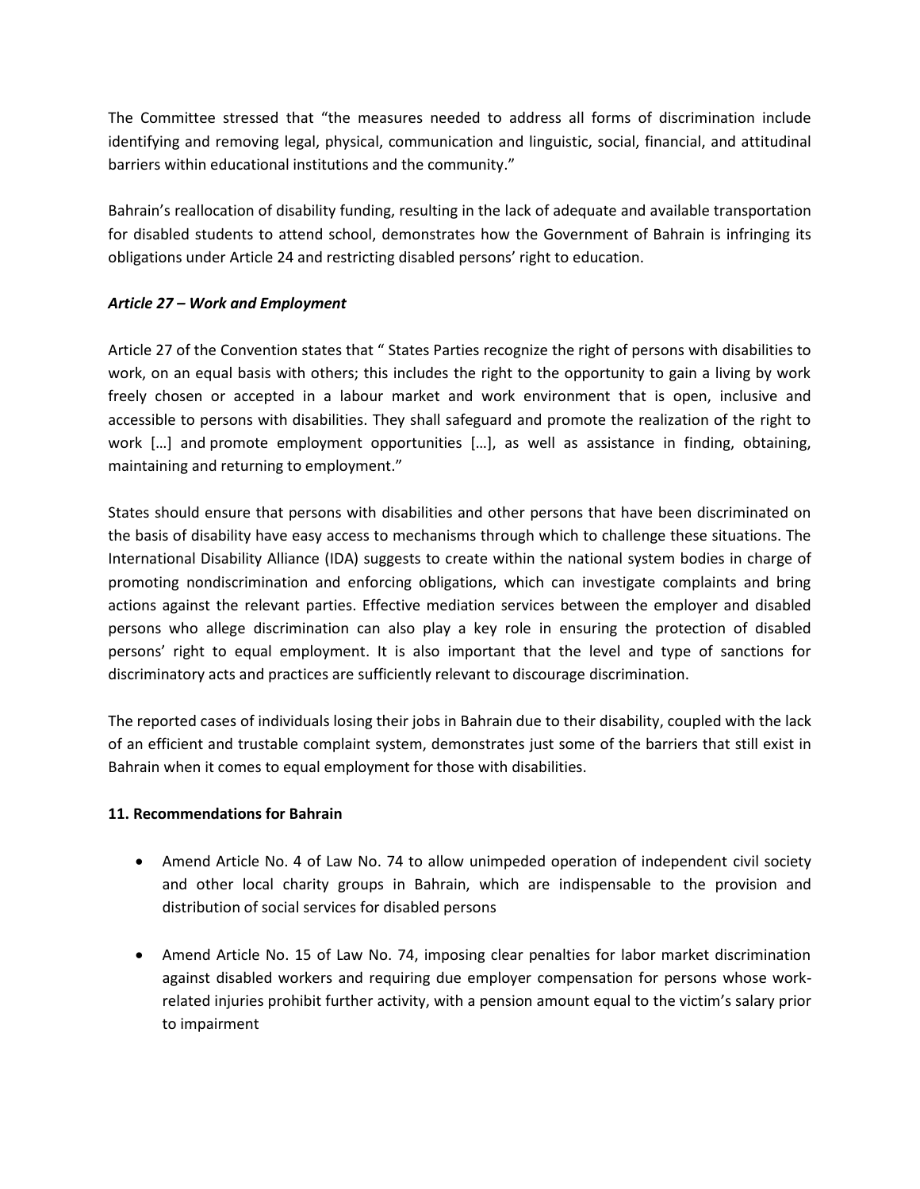The Committee stressed that "the measures needed to address all forms of discrimination include identifying and removing legal, physical, communication and linguistic, social, financial, and attitudinal barriers within educational institutions and the community."

Bahrain's reallocation of disability funding, resulting in the lack of adequate and available transportation for disabled students to attend school, demonstrates how the Government of Bahrain is infringing its obligations under Article 24 and restricting disabled persons' right to education.

***Article 27 – Work and Employment***

Article 27 of the Convention states that " States Parties recognize the right of persons with disabilities to work, on an equal basis with others; this includes the right to the opportunity to gain a living by work freely chosen or accepted in a labour market and work environment that is open, inclusive and accessible to persons with disabilities. They shall safeguard and promote the realization of the right to work […] and promote employment opportunities […], as well as assistance in finding, obtaining, maintaining and returning to employment."

States should ensure that persons with disabilities and other persons that have been discriminated on the basis of disability have easy access to mechanisms through which to challenge these situations. The International Disability Alliance (IDA) suggests to create within the national system bodies in charge of promoting nondiscrimination and enforcing obligations, which can investigate complaints and bring actions against the relevant parties. Effective mediation services between the employer and disabled persons who allege discrimination can also play a key role in ensuring the protection of disabled persons' right to equal employment. It is also important that the level and type of sanctions for discriminatory acts and practices are sufficiently relevant to discourage discrimination.

The reported cases of individuals losing their jobs in Bahrain due to their disability, coupled with the lack of an efficient and trustable complaint system, demonstrates just some of the barriers that still exist in Bahrain when it comes to equal employment for those with disabilities.

**11. Recommendations for Bahrain**

- Amend Article No. 4 of Law No. 74 to allow unimpeded operation of independent civil society and other local charity groups in Bahrain, which are indispensable to the provision and distribution of social services for disabled persons

- Amend Article No. 15 of Law No. 74, imposing clear penalties for labor market discrimination against disabled workers and requiring due employer compensation for persons whose work-related injuries prohibit further activity, with a pension amount equal to the victim's salary prior to impairment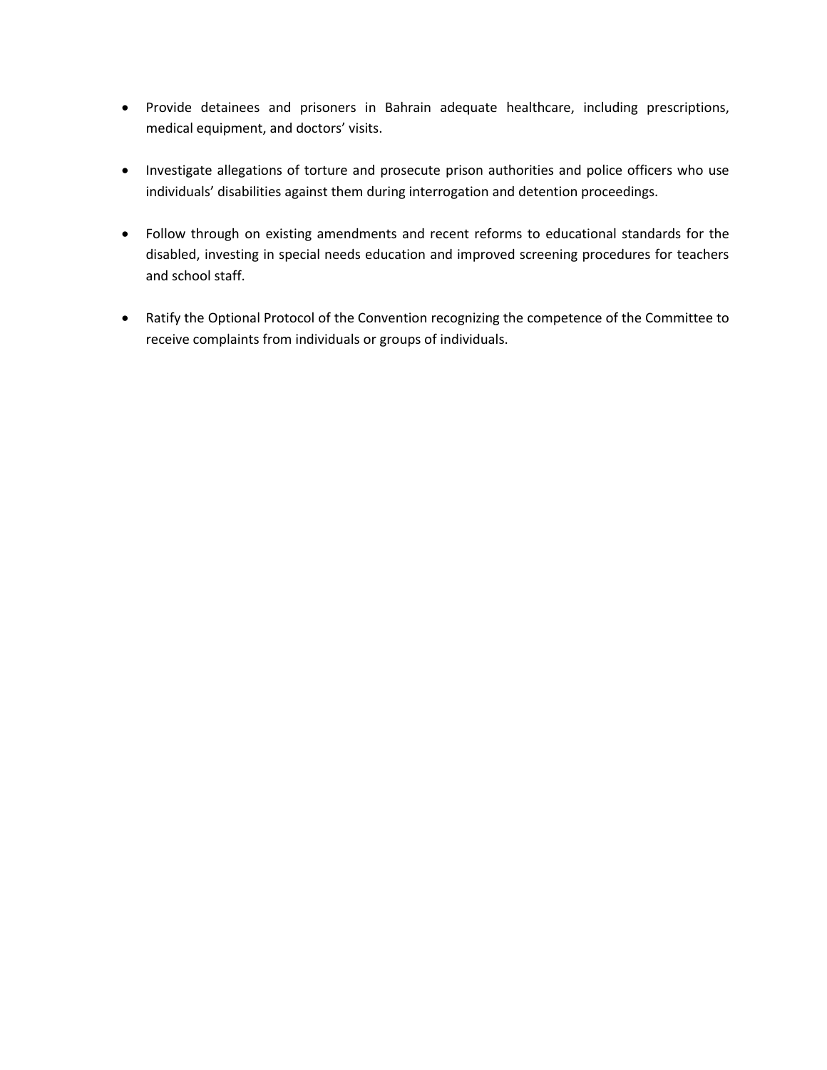- Provide detainees and prisoners in Bahrain adequate healthcare, including prescriptions, medical equipment, and doctors' visits.

- Investigate allegations of torture and prosecute prison authorities and police officers who use individuals' disabilities against them during interrogation and detention proceedings.

- Follow through on existing amendments and recent reforms to educational standards for the disabled, investing in special needs education and improved screening procedures for teachers and school staff.

- Ratify the Optional Protocol of the Convention recognizing the competence of the Committee to receive complaints from individuals or groups of individuals.